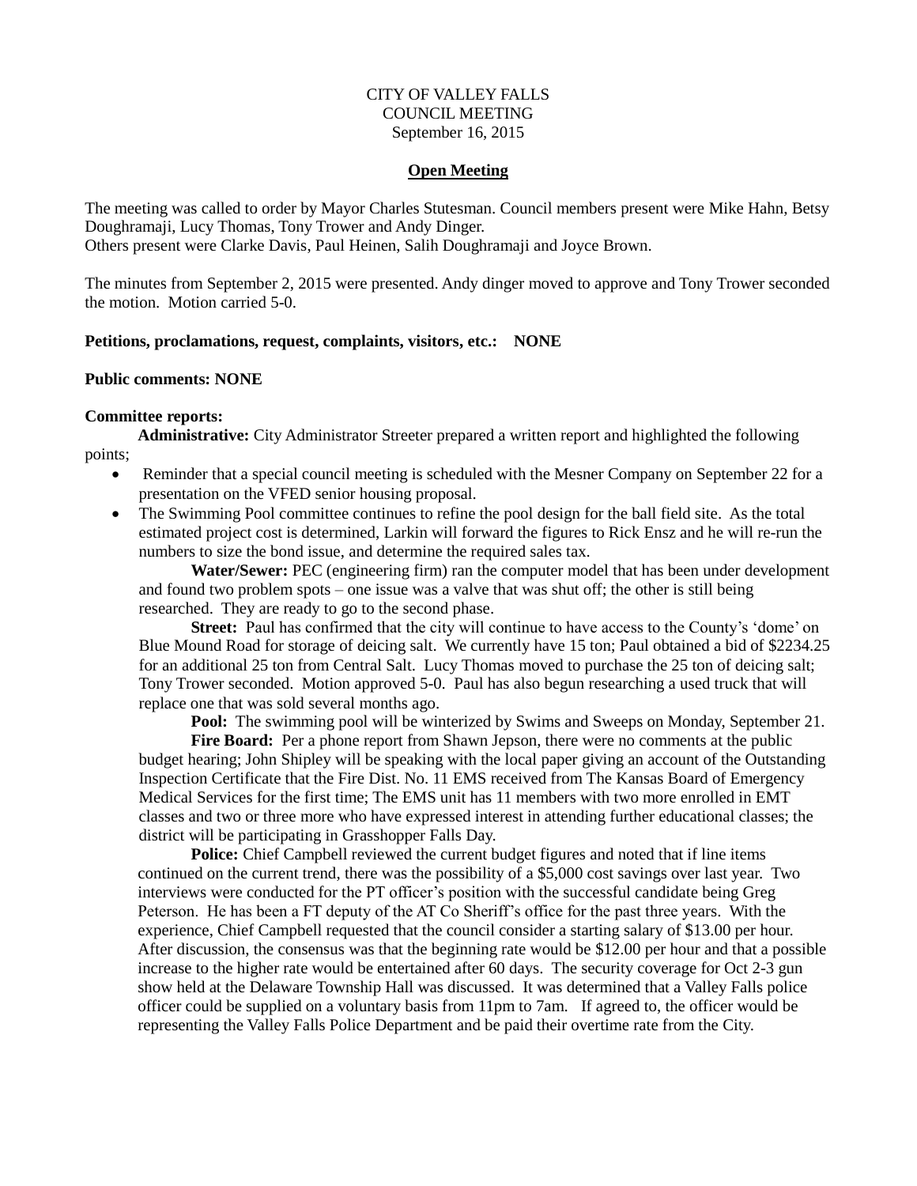CITY OF VALLEY FALLS
COUNCIL MEETING
September 16, 2015

**Open Meeting**

The meeting was called to order by Mayor Charles Stutesman. Council members present were Mike Hahn, Betsy Doughramaji, Lucy Thomas, Tony Trower and Andy Dinger.
Others present were Clarke Davis, Paul Heinen, Salih Doughramaji and Joyce Brown.

The minutes from September 2, 2015 were presented. Andy dinger moved to approve and Tony Trower seconded the motion. Motion carried 5-0.

**Petitions, proclamations, request, complaints, visitors, etc.: NONE**

**Public comments: NONE**

**Committee reports:**

**Administrative:** City Administrator Streeter prepared a written report and highlighted the following points;

- Reminder that a special council meeting is scheduled with the Mesner Company on September 22 for a presentation on the VFED senior housing proposal.
- The Swimming Pool committee continues to refine the pool design for the ball field site. As the total estimated project cost is determined, Larkin will forward the figures to Rick Ensz and he will re-run the numbers to size the bond issue, and determine the required sales tax.

**Water/Sewer:** PEC (engineering firm) ran the computer model that has been under development and found two problem spots – one issue was a valve that was shut off; the other is still being researched. They are ready to go to the second phase.

**Street:** Paul has confirmed that the city will continue to have access to the County's 'dome' on Blue Mound Road for storage of deicing salt. We currently have 15 ton; Paul obtained a bid of $2234.25 for an additional 25 ton from Central Salt. Lucy Thomas moved to purchase the 25 ton of deicing salt; Tony Trower seconded. Motion approved 5-0. Paul has also begun researching a used truck that will replace one that was sold several months ago.

**Pool:** The swimming pool will be winterized by Swims and Sweeps on Monday, September 21.

**Fire Board:** Per a phone report from Shawn Jepson, there were no comments at the public budget hearing; John Shipley will be speaking with the local paper giving an account of the Outstanding Inspection Certificate that the Fire Dist. No. 11 EMS received from The Kansas Board of Emergency Medical Services for the first time; The EMS unit has 11 members with two more enrolled in EMT classes and two or three more who have expressed interest in attending further educational classes; the district will be participating in Grasshopper Falls Day.

**Police:** Chief Campbell reviewed the current budget figures and noted that if line items continued on the current trend, there was the possibility of a $5,000 cost savings over last year. Two interviews were conducted for the PT officer's position with the successful candidate being Greg Peterson. He has been a FT deputy of the AT Co Sheriff's office for the past three years. With the experience, Chief Campbell requested that the council consider a starting salary of $13.00 per hour. After discussion, the consensus was that the beginning rate would be $12.00 per hour and that a possible increase to the higher rate would be entertained after 60 days. The security coverage for Oct 2-3 gun show held at the Delaware Township Hall was discussed. It was determined that a Valley Falls police officer could be supplied on a voluntary basis from 11pm to 7am. If agreed to, the officer would be representing the Valley Falls Police Department and be paid their overtime rate from the City.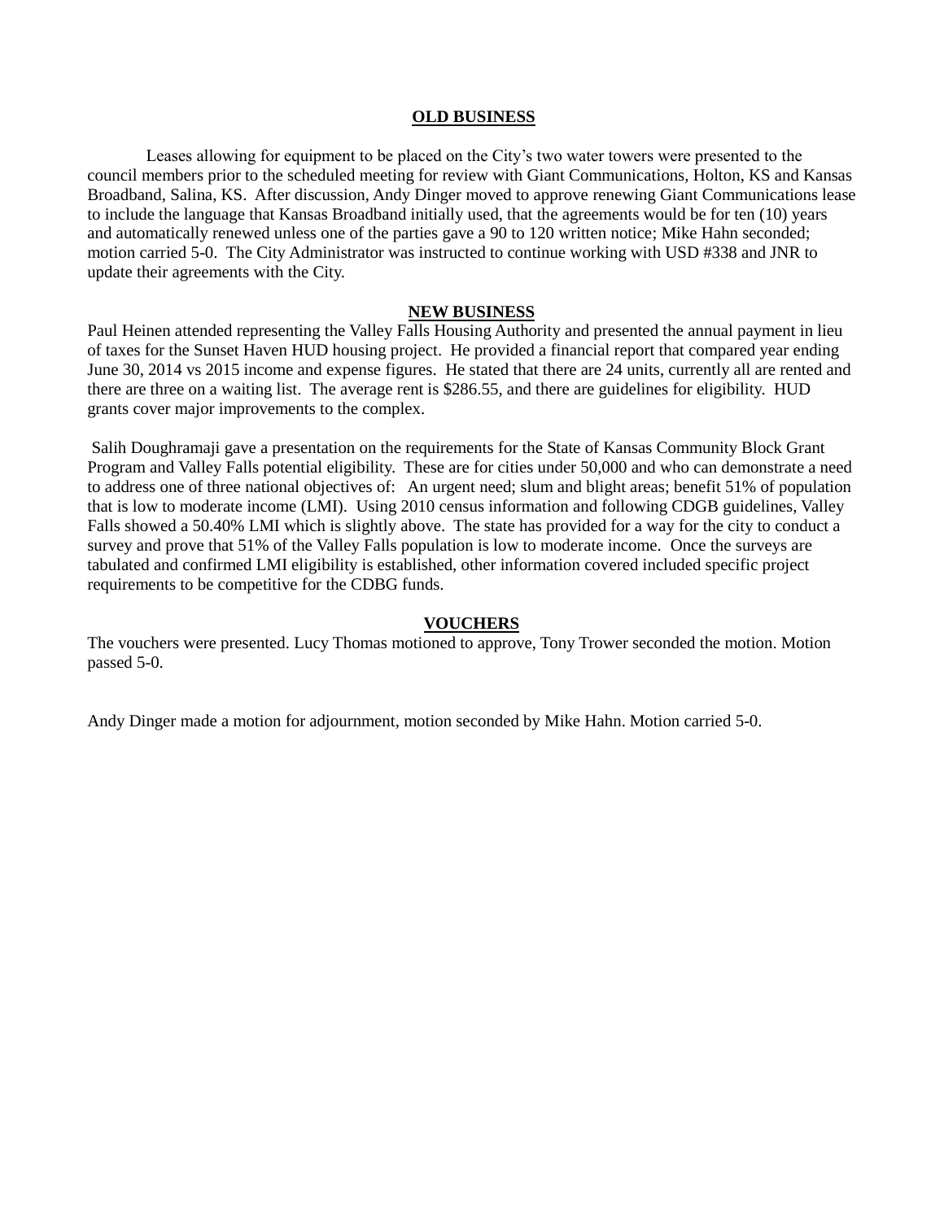## OLD BUSINESS

Leases allowing for equipment to be placed on the City's two water towers were presented to the council members prior to the scheduled meeting for review with Giant Communications, Holton, KS and Kansas Broadband, Salina, KS. After discussion, Andy Dinger moved to approve renewing Giant Communications lease to include the language that Kansas Broadband initially used, that the agreements would be for ten (10) years and automatically renewed unless one of the parties gave a 90 to 120 written notice; Mike Hahn seconded; motion carried 5-0. The City Administrator was instructed to continue working with USD #338 and JNR to update their agreements with the City.

## NEW BUSINESS

Paul Heinen attended representing the Valley Falls Housing Authority and presented the annual payment in lieu of taxes for the Sunset Haven HUD housing project. He provided a financial report that compared year ending June 30, 2014 vs 2015 income and expense figures. He stated that there are 24 units, currently all are rented and there are three on a waiting list. The average rent is $286.55, and there are guidelines for eligibility. HUD grants cover major improvements to the complex.

Salih Doughramaji gave a presentation on the requirements for the State of Kansas Community Block Grant Program and Valley Falls potential eligibility. These are for cities under 50,000 and who can demonstrate a need to address one of three national objectives of: An urgent need; slum and blight areas; benefit 51% of population that is low to moderate income (LMI). Using 2010 census information and following CDGB guidelines, Valley Falls showed a 50.40% LMI which is slightly above. The state has provided for a way for the city to conduct a survey and prove that 51% of the Valley Falls population is low to moderate income. Once the surveys are tabulated and confirmed LMI eligibility is established, other information covered included specific project requirements to be competitive for the CDBG funds.

## VOUCHERS

The vouchers were presented. Lucy Thomas motioned to approve, Tony Trower seconded the motion. Motion passed 5-0.

Andy Dinger made a motion for adjournment, motion seconded by Mike Hahn. Motion carried 5-0.